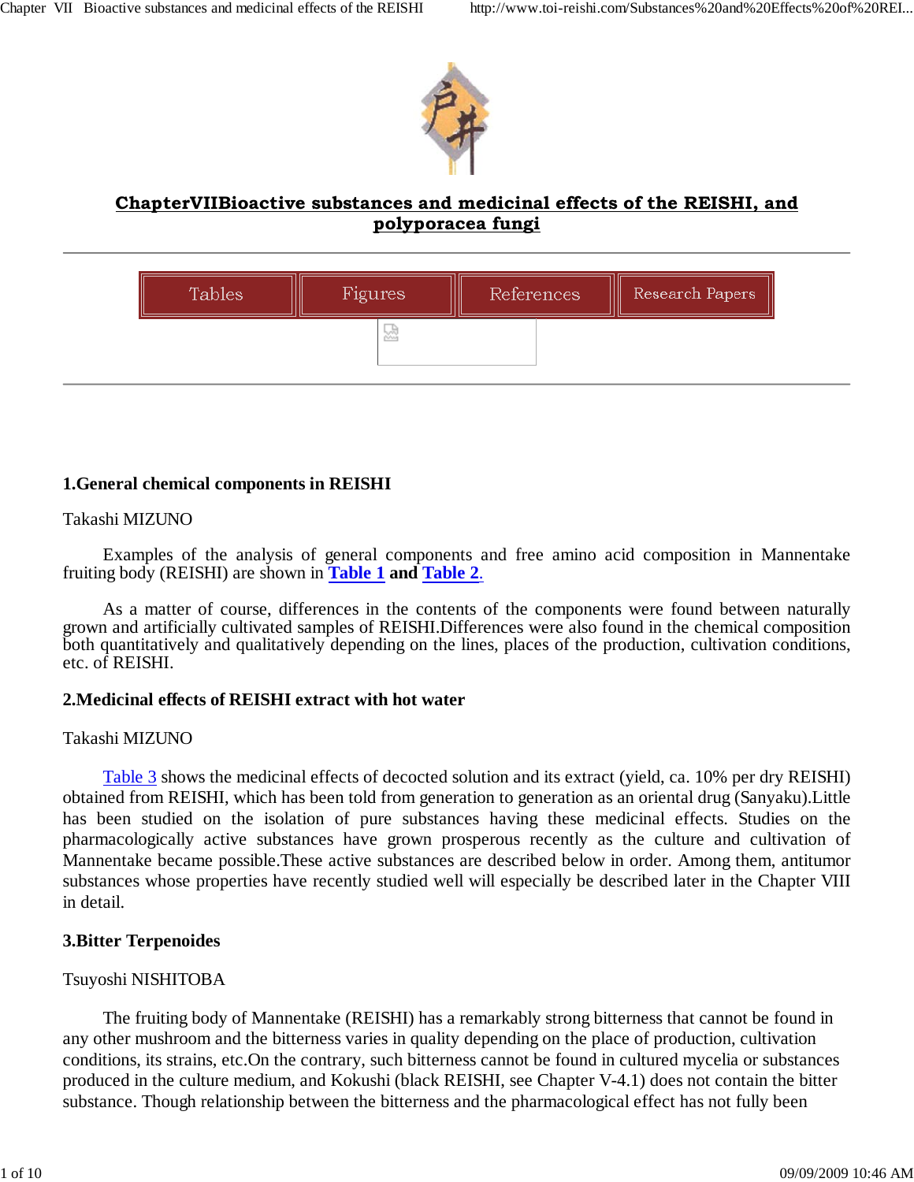# ChapterVIIBioactive substances and medicinal effects of the REISHI, and polyporacea fungi

Tables | Figures | References | Research Papers

## 1.General chemical components in REISHI

Takashi MIZUNO

Examples of the analysis of general components and free amino acid composition in Mannentake fruiting body (REISHI) are shown in **Table 1** **and** **Table 2**.

As a matter of course, differences in the contents of the components were found between naturally grown and artificially cultivated samples of REISHI.Differences were also found in the chemical composition both quantitatively and qualitatively depending on the lines, places of the production, cultivation conditions, etc. of REISHI.

## 2.Medicinal effects of REISHI extract with hot water

Takashi MIZUNO

Table 3 shows the medicinal effects of decocted solution and its extract (yield, ca. 10% per dry REISHI) obtained from REISHI, which has been told from generation to generation as an oriental drug (Sanyaku).Little has been studied on the isolation of pure substances having these medicinal effects. Studies on the pharmacologically active substances have grown prosperous recently as the culture and cultivation of Mannentake became possible.These active substances are described below in order. Among them, antitumor substances whose properties have recently studied well will especially be described later in the Chapter VIII in detail.

## 3.Bitter Terpenoides

Tsuyoshi NISHITOBA

The fruiting body of Mannentake (REISHI) has a remarkably strong bitterness that cannot be found in any other mushroom and the bitterness varies in quality depending on the place of production, cultivation conditions, its strains, etc.On the contrary, such bitterness cannot be found in cultured mycelia or substances produced in the culture medium, and Kokushi (black REISHI, see Chapter V-4.1) does not contain the bitter substance. Though relationship between the bitterness and the pharmacological effect has not fully been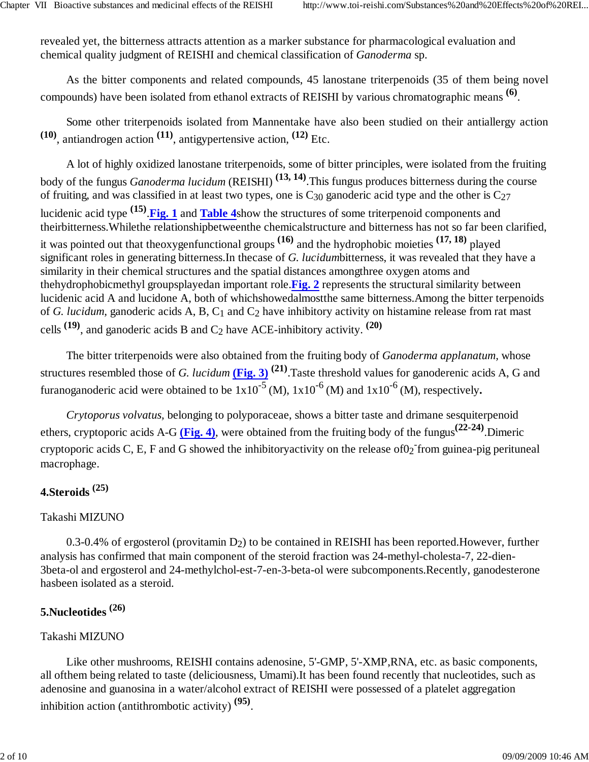revealed yet, the bitterness attracts attention as a marker substance for pharmacological evaluation and chemical quality judgment of REISHI and chemical classification of *Ganoderma* sp.

As the bitter components and related compounds, 45 lanostane triterpenoids (35 of them being novel compounds) have been isolated from ethanol extracts of REISHI by various chromatographic means [6].

Some other triterpenoids isolated from Mannentake have also been studied on their antiallergy action [10], antiandrogen action [11], antigypertensive action, [12] Etc.

A lot of highly oxidized lanostane triterpenoids, some of bitter principles, were isolated from the fruiting body of the fungus *Ganoderma lucidum* (REISHI) [13, 14].This fungus produces bitterness during the course of fruiting, and was classified in at least two types, one is $C_{30}$ ganoderic acid type and the other is $C_{27}$ lucidenic acid type [15].**Fig. 1** and **Table 4**show the structures of some triterpenoid components and theirbitterness.Whilethe relationshipbetweenthe chemicalstructure and bitterness has not so far been clarified, it was pointed out that theoxygenfunctional groups [16] and the hydrophobic moieties [17, 18] played significant roles in generating bitterness.In thecase of *G. lucidum*bitterness, it was revealed that they have a similarity in their chemical structures and the spatial distances amongthree oxygen atoms and thehydrophobicmethyl groupsplayedan important role.**Fig. 2** represents the structural similarity between lucidenic acid A and lucidone A, both of whichshowedalmostthe same bitterness.Among the bitter terpenoids of *G. lucidum*, ganoderic acids A, B, $C_1$ and $C_2$ have inhibitory activity on histamine release from rat mast cells [19], and ganoderic acids B and $C_2$ have ACE-inhibitory activity. [20]

The bitter triterpenoids were also obtained from the fruiting body of *Ganoderma applanatum*, whose structures resembled those of *G. lucidum* **(Fig. 3)** [21].Taste threshold values for ganoderenic acids A, G and furanoganoderic acid were obtained to be $1\times10^{-5}$ (M), $1\times10^{-6}$ (M) and $1\times10^{-6}$ (M), respectively**.**

*Crytoporus volvatus*, belonging to polyporaceae, shows a bitter taste and drimane sesquiterpenoid ethers, cryptoporic acids A-G **(Fig. 4)**, were obtained from the fruiting body of the fungus[22-24].Dimeric cryptoporic acids C, E, F and G showed the inhibitoryactivity on the release of$O_2^-$from guinea-pig perituneal macrophage.

## 4.Steroids [25]

Takashi MIZUNO

0.3-0.4% of ergosterol (provitamin $D_2$) to be contained in REISHI has been reported.However, further analysis has confirmed that main component of the steroid fraction was 24-methyl-cholesta-7, 22-dien-3beta-ol and ergosterol and 24-methylchol-est-7-en-3-beta-ol were subcomponents.Recently, ganodesterone hasbeen isolated as a steroid.

## 5.Nucleotides [26]

Takashi MIZUNO

Like other mushrooms, REISHI contains adenosine, 5'-GMP, 5'-XMP,RNA, etc. as basic components, all ofthem being related to taste (deliciousness, Umami).It has been found recently that nucleotides, such as adenosine and guanosina in a water/alcohol extract of REISHI were possessed of a platelet aggregation inhibition action (antithrombotic activity) [95].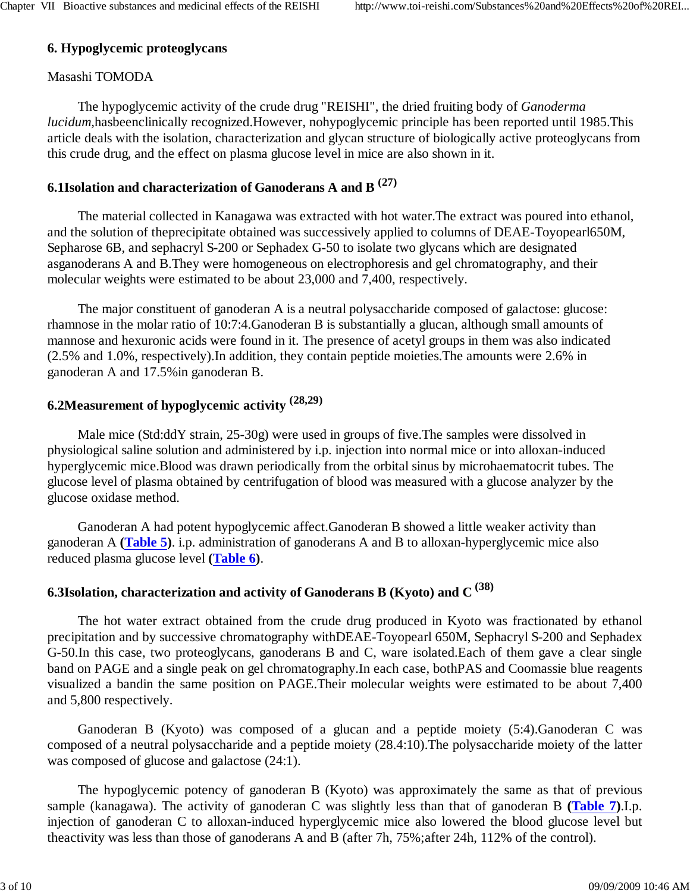### 6. Hypoglycemic proteoglycans

Masashi TOMODA

The hypoglycemic activity of the crude drug "REISHI", the dried fruiting body of *Ganoderma lucidum*,hasbeenclinically recognized.However, nohypoglycemic principle has been reported until 1985.This article deals with the isolation, characterization and glycan structure of biologically active proteoglycans from this crude drug, and the effect on plasma glucose level in mice are also shown in it.

#### 6.1Isolation and characterization of Ganoderans A and B [27]

The material collected in Kanagawa was extracted with hot water.The extract was poured into ethanol, and the solution of theprecipitate obtained was successively applied to columns of DEAE-Toyopearl650M, Sepharose 6B, and sephacryl S-200 or Sephadex G-50 to isolate two glycans which are designated asganoderans A and B.They were homogeneous on electrophoresis and gel chromatography, and their molecular weights were estimated to be about 23,000 and 7,400, respectively.

The major constituent of ganoderan A is a neutral polysaccharide composed of galactose: glucose: rhamnose in the molar ratio of 10:7:4.Ganoderan B is substantially a glucan, although small amounts of mannose and hexuronic acids were found in it. The presence of acetyl groups in them was also indicated (2.5% and 1.0%, respectively).In addition, they contain peptide moieties.The amounts were 2.6% in ganoderan A and 17.5%in ganoderan B.

#### 6.2Measurement of hypoglycemic activity [28,29]

Male mice (Std:ddY strain, 25-30g) were used in groups of five.The samples were dissolved in physiological saline solution and administered by i.p. injection into normal mice or into alloxan-induced hyperglycemic mice.Blood was drawn periodically from the orbital sinus by microhaematocrit tubes. The glucose level of plasma obtained by centrifugation of blood was measured with a glucose analyzer by the glucose oxidase method.

Ganoderan A had potent hypoglycemic affect.Ganoderan B showed a little weaker activity than ganoderan A **(Table 5)**. i.p. administration of ganoderans A and B to alloxan-hyperglycemic mice also reduced plasma glucose level **(Table 6)**.

#### 6.3Isolation, characterization and activity of Ganoderans B (Kyoto) and C [38]

The hot water extract obtained from the crude drug produced in Kyoto was fractionated by ethanol precipitation and by successive chromatography withDEAE-Toyopearl 650M, Sephacryl S-200 and Sephadex G-50.In this case, two proteoglycans, ganoderans B and C, ware isolated.Each of them gave a clear single band on PAGE and a single peak on gel chromatography.In each case, bothPAS and Coomassie blue reagents visualized a bandin the same position on PAGE.Their molecular weights were estimated to be about 7,400 and 5,800 respectively.

Ganoderan B (Kyoto) was composed of a glucan and a peptide moiety (5:4).Ganoderan C was composed of a neutral polysaccharide and a peptide moiety (28.4:10).The polysaccharide moiety of the latter was composed of glucose and galactose (24:1).

The hypoglycemic potency of ganoderan B (Kyoto) was approximately the same as that of previous sample (kanagawa). The activity of ganoderan C was slightly less than that of ganoderan B **(Table 7)**.I.p. injection of ganoderan C to alloxan-induced hyperglycemic mice also lowered the blood glucose level but theactivity was less than those of ganoderans A and B (after 7h, 75%;after 24h, 112% of the control).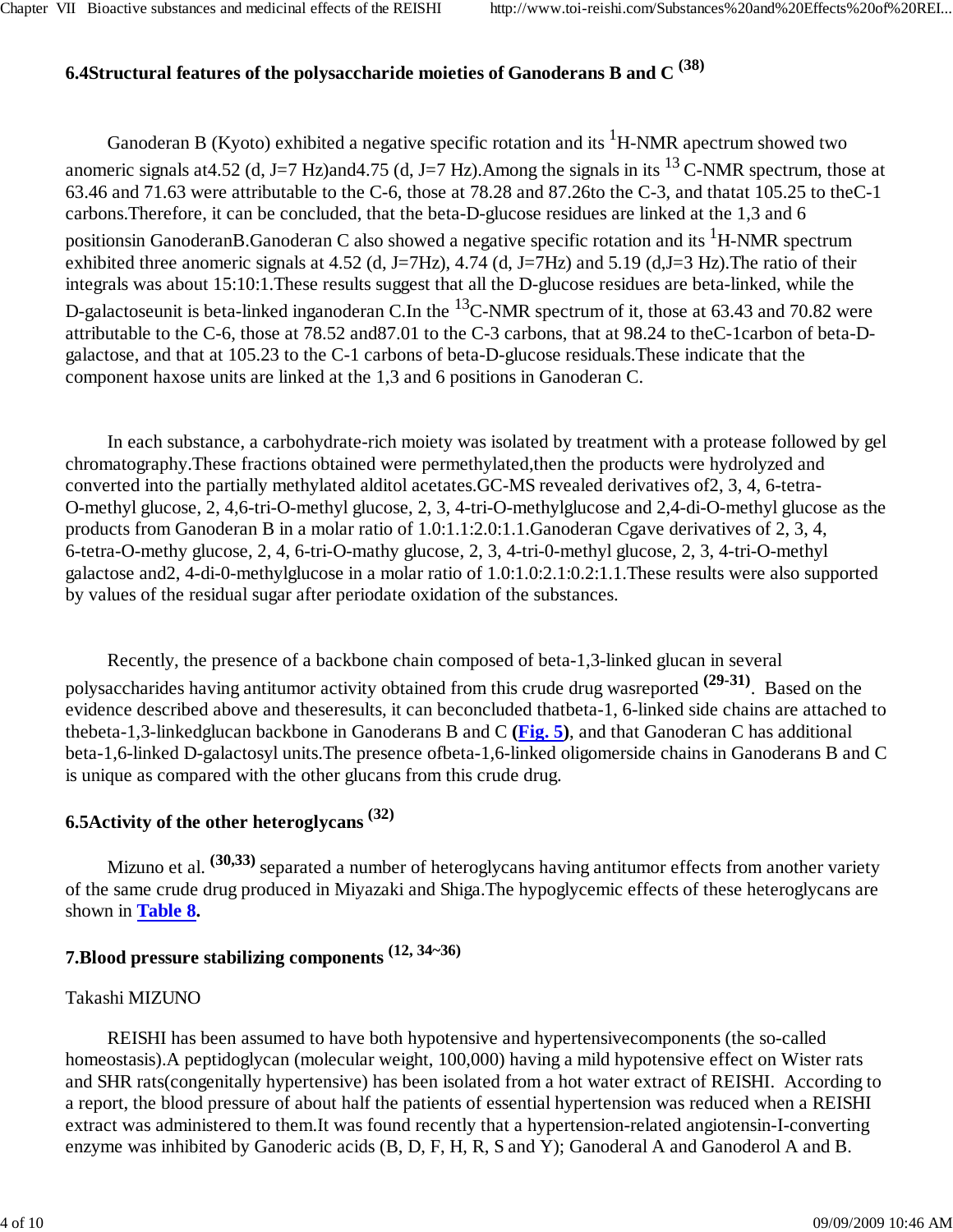## 6.4Structural features of the polysaccharide moieties of Ganoderans B and C [38]

Ganoderan B (Kyoto) exhibited a negative specific rotation and its $^{1}$H-NMR apectrum showed two anomeric signals at4.52 (d, J=7 Hz)and4.75 (d, J=7 Hz).Among the signals in its $^{13}$C-NMR spectrum, those at 63.46 and 71.63 were attributable to the C-6, those at 78.28 and 87.26to the C-3, and thatat 105.25 to theC-1 carbons.Therefore, it can be concluded, that the beta-D-glucose residues are linked at the 1,3 and 6 positionsin GanoderanB.Ganoderan C also showed a negative specific rotation and its $^{1}$H-NMR spectrum exhibited three anomeric signals at 4.52 (d, J=7Hz), 4.74 (d, J=7Hz) and 5.19 (d,J=3 Hz).The ratio of their integrals was about 15:10:1.These results suggest that all the D-glucose residues are beta-linked, while the D-galactoseunit is beta-linked inganoderan C.In the $^{13}$C-NMR spectrum of it, those at 63.43 and 70.82 were attributable to the C-6, those at 78.52 and87.01 to the C-3 carbons, that at 98.24 to theC-1carbon of beta-D-galactose, and that at 105.23 to the C-1 carbons of beta-D-glucose residuals.These indicate that the component haxose units are linked at the 1,3 and 6 positions in Ganoderan C.

In each substance, a carbohydrate-rich moiety was isolated by treatment with a protease followed by gel chromatography.These fractions obtained were permethylated,then the products were hydrolyzed and converted into the partially methylated alditol acetates.GC-MS revealed derivatives of2, 3, 4, 6-tetra-O-methyl glucose, 2, 4,6-tri-O-methyl glucose, 2, 3, 4-tri-O-methylglucose and 2,4-di-O-methyl glucose as the products from Ganoderan B in a molar ratio of 1.0:1.1:2.0:1.1.Ganoderan Cgave derivatives of 2, 3, 4, 6-tetra-O-methy glucose, 2, 4, 6-tri-O-mathy glucose, 2, 3, 4-tri-0-methyl glucose, 2, 3, 4-tri-O-methyl galactose and2, 4-di-0-methylglucose in a molar ratio of 1.0:1.0:2.1:0.2:1.1.These results were also supported by values of the residual sugar after periodate oxidation of the substances.

Recently, the presence of a backbone chain composed of beta-1,3-linked glucan in several polysaccharides having antitumor activity obtained from this crude drug wasreported [29-31]. Based on the evidence described above and theseresults, it can beconcluded thatbeta-1, 6-linked side chains are attached to thebeta-1,3-linkedglucan backbone in Ganoderans B and C **(Fig. 5)**, and that Ganoderan C has additional beta-1,6-linked D-galactosyl units.The presence ofbeta-1,6-linked oligomerside chains in Ganoderans B and C is unique as compared with the other glucans from this crude drug.

## 6.5Activity of the other heteroglycans [32]

Mizuno et al. [30,33] separated a number of heteroglycans having antitumor effects from another variety of the same crude drug produced in Miyazaki and Shiga.The hypoglycemic effects of these heteroglycans are shown in **Table 8**.

## 7.Blood pressure stabilizing components [12, 34~36]

Takashi MIZUNO

REISHI has been assumed to have both hypotensive and hypertensivecomponents (the so-called homeostasis).A peptidoglycan (molecular weight, 100,000) having a mild hypotensive effect on Wister rats and SHR rats(congenitally hypertensive) has been isolated from a hot water extract of REISHI. According to a report, the blood pressure of about half the patients of essential hypertension was reduced when a REISHI extract was administered to them.It was found recently that a hypertension-related angiotensin-I-converting enzyme was inhibited by Ganoderic acids (B, D, F, H, R, S and Y); Ganoderal A and Ganoderol A and B.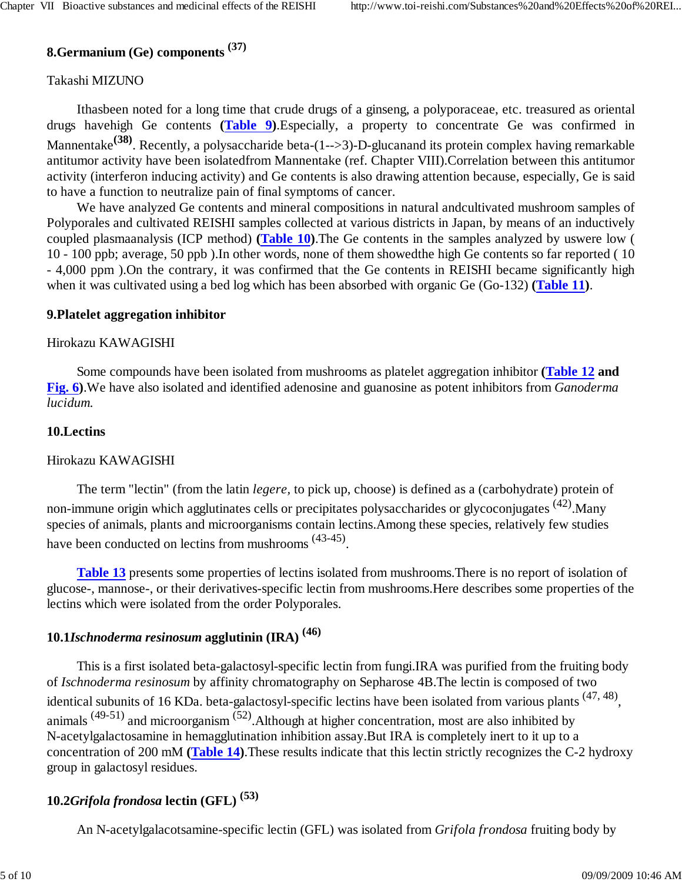## 8.Germanium (Ge) components [37]

Takashi MIZUNO

Ithasbeen noted for a long time that crude drugs of a ginseng, a polyporaceae, etc. treasured as oriental drugs havehigh Ge contents (**Table 9**).Especially, a property to concentrate Ge was confirmed in Mannentake[38]. Recently, a polysaccharide beta-(1-->3)-D-glucanand its protein complex having remarkable antitumor activity have been isolatedfrom Mannentake (ref. Chapter VIII).Correlation between this antitumor activity (interferon inducing activity) and Ge contents is also drawing attention because, especially, Ge is said to have a function to neutralize pain of final symptoms of cancer.

We have analyzed Ge contents and mineral compositions in natural andcultivated mushroom samples of Polyporales and cultivated REISHI samples collected at various districts in Japan, by means of an inductively coupled plasmaanalysis (ICP method) (**Table 10**).The Ge contents in the samples analyzed by uswere low ( 10 - 100 ppb; average, 50 ppb ).In other words, none of them showedthe high Ge contents so far reported ( 10 - 4,000 ppm ).On the contrary, it was confirmed that the Ge contents in REISHI became significantly high when it was cultivated using a bed log which has been absorbed with organic Ge (Go-132) (**Table 11**).

## 9.Platelet aggregation inhibitor

Hirokazu KAWAGISHI

Some compounds have been isolated from mushrooms as platelet aggregation inhibitor (**Table 12 and Fig. 6**).We have also isolated and identified adenosine and guanosine as potent inhibitors from *Ganoderma lucidum.*

## 10.Lectins

Hirokazu KAWAGISHI

The term "lectin" (from the latin *legere*, to pick up, choose) is defined as a (carbohydrate) protein of non-immune origin which agglutinates cells or precipitates polysaccharides or glycoconjugates [42].Many species of animals, plants and microorganisms contain lectins.Among these species, relatively few studies have been conducted on lectins from mushrooms [43-45].

**Table 13** presents some properties of lectins isolated from mushrooms.There is no report of isolation of glucose-, mannose-, or their derivatives-specific lectin from mushrooms.Here describes some properties of the lectins which were isolated from the order Polyporales.

### 10.1*Ischnoderma resinosum* agglutinin (IRA) [46]

This is a first isolated beta-galactosyl-specific lectin from fungi.IRA was purified from the fruiting body of *Ischnoderma resinosum* by affinity chromatography on Sepharose 4B.The lectin is composed of two identical subunits of 16 KDa. beta-galactosyl-specific lectins have been isolated from various plants [47, 48], animals [49-51] and microorganism [52].Although at higher concentration, most are also inhibited by N-acetylgalactosamine in hemagglutination inhibition assay.But IRA is completely inert to it up to a concentration of 200 mM (**Table 14**).These results indicate that this lectin strictly recognizes the C-2 hydroxy group in galactosyl residues.

### 10.2*Grifola frondosa* lectin (GFL) [53]

An N-acetylgalacotsamine-specific lectin (GFL) was isolated from *Grifola frondosa* fruiting body by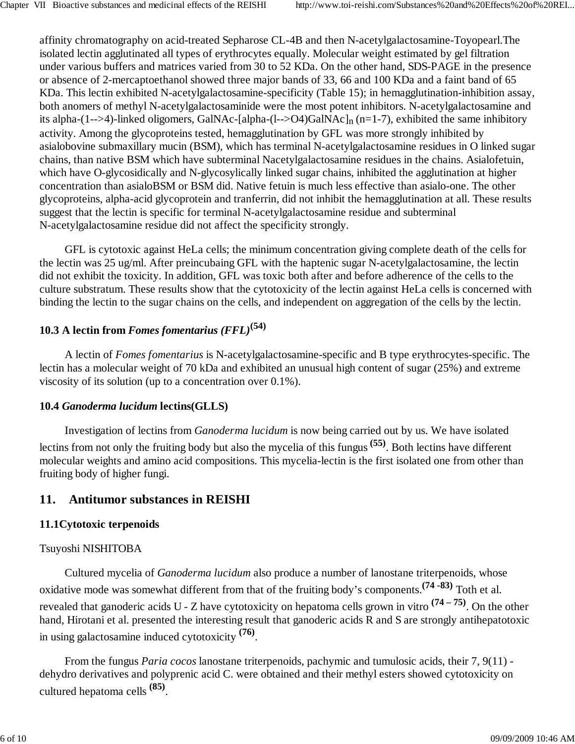affinity chromatography on acid-treated Sepharose CL-4B and then N-acetylgalactosamine-Toyopearl.The isolated lectin agglutinated all types of erythrocytes equally. Molecular weight estimated by gel filtration under various buffers and matrices varied from 30 to 52 KDa. On the other hand, SDS-PAGE in the presence or absence of 2-mercaptoethanol showed three major bands of 33, 66 and 100 KDa and a faint band of 65 KDa. This lectin exhibited N-acetylgalactosamine-specificity (Table 15); in hemagglutination-inhibition assay, both anomers of methyl N-acetylgalactosaminide were the most potent inhibitors. N-acetylgalactosamine and its alpha-(1-->4)-linked oligomers, GalNAc-[alpha-(l-->O4)GalNAc]$_n$ (n=1-7), exhibited the same inhibitory activity. Among the glycoproteins tested, hemagglutination by GFL was more strongly inhibited by asialobovine submaxillary mucin (BSM), which has terminal N-acetylgalactosamine residues in O linked sugar chains, than native BSM which have subterminal Nacetylgalactosamine residues in the chains. Asialofetuin, which have O-glycosidically and N-glycosylically linked sugar chains, inhibited the agglutination at higher concentration than asialoBSM or BSM did. Native fetuin is much less effective than asialo-one. The other glycoproteins, alpha-acid glycoprotein and tranferrin, did not inhibit the hemagglutination at all. These results suggest that the lectin is specific for terminal N-acetylgalactosamine residue and subterminal N-acetylgalactosamine residue did not affect the specificity strongly.

GFL is cytotoxic against HeLa cells; the minimum concentration giving complete death of the cells for the lectin was 25 ug/ml. After preincubaing GFL with the haptenic sugar N-acetylgalactosamine, the lectin did not exhibit the toxicity. In addition, GFL was toxic both after and before adherence of the cells to the culture substratum. These results show that the cytotoxicity of the lectin against HeLa cells is concerned with binding the lectin to the sugar chains on the cells, and independent on aggregation of the cells by the lectin.

### 10.3 A lectin from *Fomes fomentarius (FFL)*[54]

A lectin of *Fomes fomentarius* is N-acetylgalactosamine-specific and B type erythrocytes-specific. The lectin has a molecular weight of 70 kDa and exhibited an unusual high content of sugar (25%) and extreme viscosity of its solution (up to a concentration over 0.1%).

### 10.4 *Ganoderma lucidum* lectins(GLLS)

Investigation of lectins from *Ganoderma lucidum* is now being carried out by us. We have isolated lectins from not only the fruiting body but also the mycelia of this fungus [55]. Both lectins have different molecular weights and amino acid compositions. This mycelia-lectin is the first isolated one from other than fruiting body of higher fungi.

## 11. Antitumor substances in REISHI

### 11.1Cytotoxic terpenoids

Tsuyoshi NISHITOBA

Cultured mycelia of *Ganoderma lucidum* also produce a number of lanostane triterpenoids, whose oxidative mode was somewhat different from that of the fruiting body's components.[74 -83] Toth et al. revealed that ganoderic acids U - Z have cytotoxicity on hepatoma cells grown in vitro [74 – 75]. On the other hand, Hirotani et al. presented the interesting result that ganoderic acids R and S are strongly antihepatotoxic in using galactosamine induced cytotoxicity [76].

From the fungus *Paria cocos* lanostane triterpenoids, pachymic and tumulosic acids, their 7, 9(11) - dehydro derivatives and polyprenic acid C. were obtained and their methyl esters showed cytotoxicity on cultured hepatoma cells [85].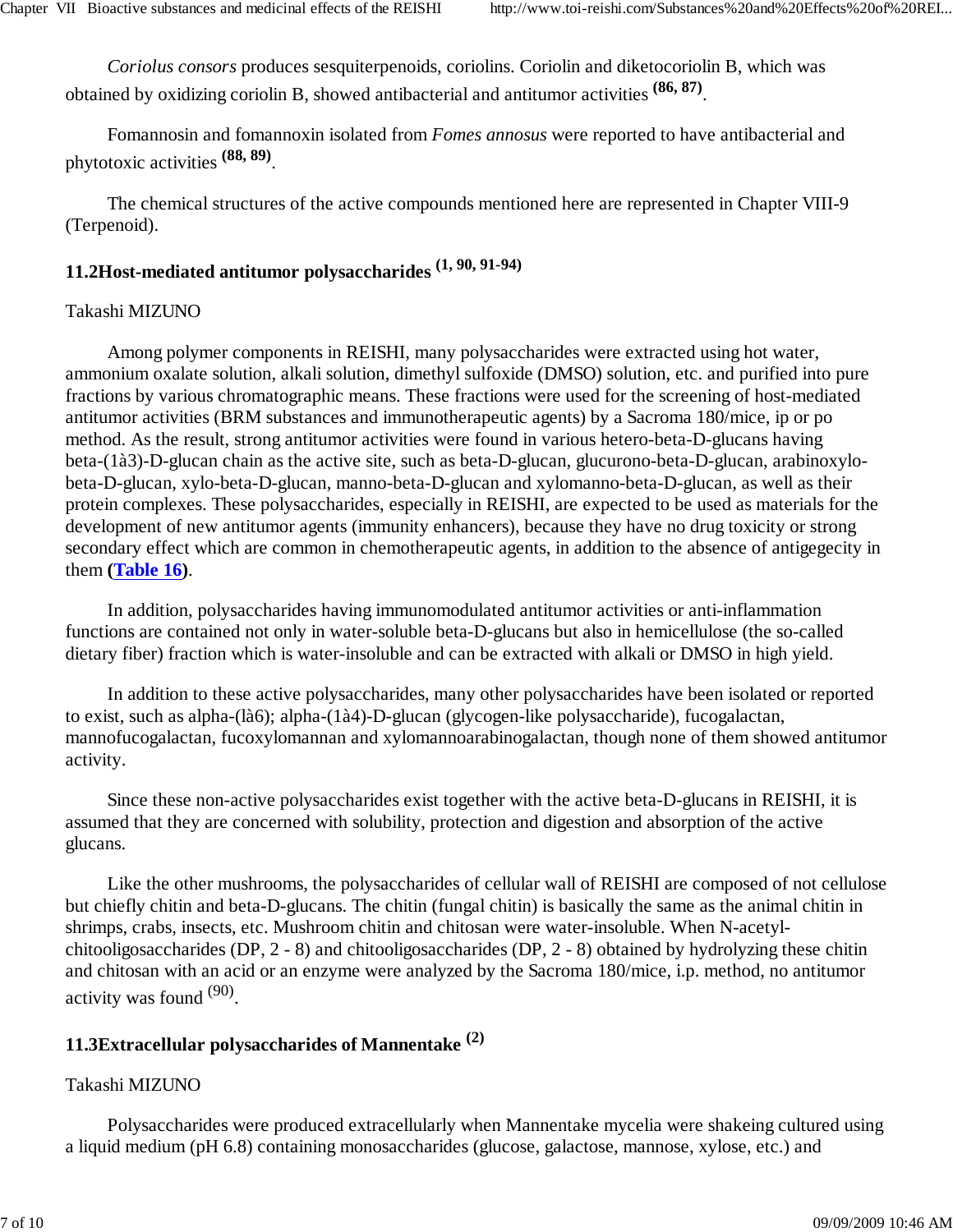*Coriolus consors* produces sesquiterpenoids, coriolins. Coriolin and diketocoriolin B, which was obtained by oxidizing coriolin B, showed antibacterial and antitumor activities **[86, 87]**.

Fomannosin and fomannoxin isolated from *Fomes annosus* were reported to have antibacterial and phytotoxic activities **[88, 89]**.

The chemical structures of the active compounds mentioned here are represented in Chapter VIII-9 (Terpenoid).

## 11.2Host-mediated antitumor polysaccharides [1, 90, 91-94]

Takashi MIZUNO

Among polymer components in REISHI, many polysaccharides were extracted using hot water, ammonium oxalate solution, alkali solution, dimethyl sulfoxide (DMSO) solution, etc. and purified into pure fractions by various chromatographic means. These fractions were used for the screening of host-mediated antitumor activities (BRM substances and immunotherapeutic agents) by a Sacroma 180/mice, ip or po method. As the result, strong antitumor activities were found in various hetero-beta-D-glucans having beta-(1à3)-D-glucan chain as the active site, such as beta-D-glucan, glucurono-beta-D-glucan, arabinoxylo-beta-D-glucan, xylo-beta-D-glucan, manno-beta-D-glucan and xylomanno-beta-D-glucan, as well as their protein complexes. These polysaccharides, especially in REISHI, are expected to be used as materials for the development of new antitumor agents (immunity enhancers), because they have no drug toxicity or strong secondary effect which are common in chemotherapeutic agents, in addition to the absence of antigegecity in them **(Table 16)**.

In addition, polysaccharides having immunomodulated antitumor activities or anti-inflammation functions are contained not only in water-soluble beta-D-glucans but also in hemicellulose (the so-called dietary fiber) fraction which is water-insoluble and can be extracted with alkali or DMSO in high yield.

In addition to these active polysaccharides, many other polysaccharides have been isolated or reported to exist, such as alpha-(là6); alpha-(1à4)-D-glucan (glycogen-like polysaccharide), fucogalactan, mannofucogalactan, fucoxylomannan and xylomannoarabinogalactan, though none of them showed antitumor activity.

Since these non-active polysaccharides exist together with the active beta-D-glucans in REISHI, it is assumed that they are concerned with solubility, protection and digestion and absorption of the active glucans.

Like the other mushrooms, the polysaccharides of cellular wall of REISHI are composed of not cellulose but chiefly chitin and beta-D-glucans. The chitin (fungal chitin) is basically the same as the animal chitin in shrimps, crabs, insects, etc. Mushroom chitin and chitosan were water-insoluble. When N-acetyl-chitooligosaccharides (DP, 2 - 8) and chitooligosaccharides (DP, 2 - 8) obtained by hydrolyzing these chitin and chitosan with an acid or an enzyme were analyzed by the Sacroma 180/mice, i.p. method, no antitumor activity was found [90].

## 11.3Extracellular polysaccharides of Mannentake [2]

Takashi MIZUNO

Polysaccharides were produced extracellularly when Mannentake mycelia were shakeing cultured using a liquid medium (pH 6.8) containing monosaccharides (glucose, galactose, mannose, xylose, etc.) and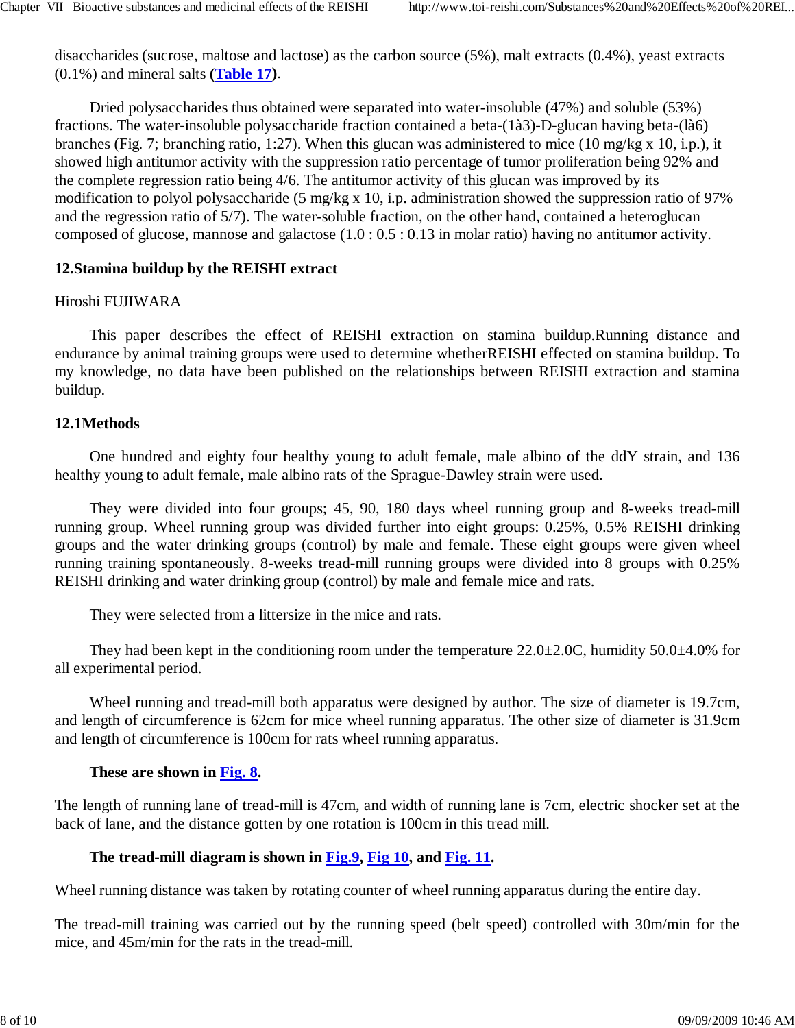disaccharides (sucrose, maltose and lactose) as the carbon source (5%), malt extracts (0.4%), yeast extracts (0.1%) and mineral salts (**[Table 17](#)**).

Dried polysaccharides thus obtained were separated into water-insoluble (47%) and soluble (53%) fractions. The water-insoluble polysaccharide fraction contained a beta-(1à3)-D-glucan having beta-(1à6) branches (Fig. 7; branching ratio, 1:27). When this glucan was administered to mice (10 mg/kg x 10, i.p.), it showed high antitumor activity with the suppression ratio percentage of tumor proliferation being 92% and the complete regression ratio being 4/6. The antitumor activity of this glucan was improved by its modification to polyol polysaccharide (5 mg/kg x 10, i.p. administration showed the suppression ratio of 97% and the regression ratio of 5/7). The water-soluble fraction, on the other hand, contained a heteroglucan composed of glucose, mannose and galactose (1.0 : 0.5 : 0.13 in molar ratio) having no antitumor activity.

## 12.Stamina buildup by the REISHI extract

Hiroshi FUJIWARA

This paper describes the effect of REISHI extraction on stamina buildup.Running distance and endurance by animal training groups were used to determine whetherREISHI effected on stamina buildup. To my knowledge, no data have been published on the relationships between REISHI extraction and stamina buildup.

### 12.1Methods

One hundred and eighty four healthy young to adult female, male albino of the ddY strain, and 136 healthy young to adult female, male albino rats of the Sprague-Dawley strain were used.

They were divided into four groups; 45, 90, 180 days wheel running group and 8-weeks tread-mill running group. Wheel running group was divided further into eight groups: 0.25%, 0.5% REISHI drinking groups and the water drinking groups (control) by male and female. These eight groups were given wheel running training spontaneously. 8-weeks tread-mill running groups were divided into 8 groups with 0.25% REISHI drinking and water drinking group (control) by male and female mice and rats.

They were selected from a littersize in the mice and rats.

They had been kept in the conditioning room under the temperature 22.0±2.0C, humidity 50.0±4.0% for all experimental period.

Wheel running and tread-mill both apparatus were designed by author. The size of diameter is 19.7cm, and length of circumference is 62cm for mice wheel running apparatus. The other size of diameter is 31.9cm and length of circumference is 100cm for rats wheel running apparatus.

**These are shown in [Fig. 8](#).**

The length of running lane of tread-mill is 47cm, and width of running lane is 7cm, electric shocker set at the back of lane, and the distance gotten by one rotation is 100cm in this tread mill.

**The tread-mill diagram is shown in [Fig.9](#), [Fig 10](#), and [Fig. 11](#).**

Wheel running distance was taken by rotating counter of wheel running apparatus during the entire day.

The tread-mill training was carried out by the running speed (belt speed) controlled with 30m/min for the mice, and 45m/min for the rats in the tread-mill.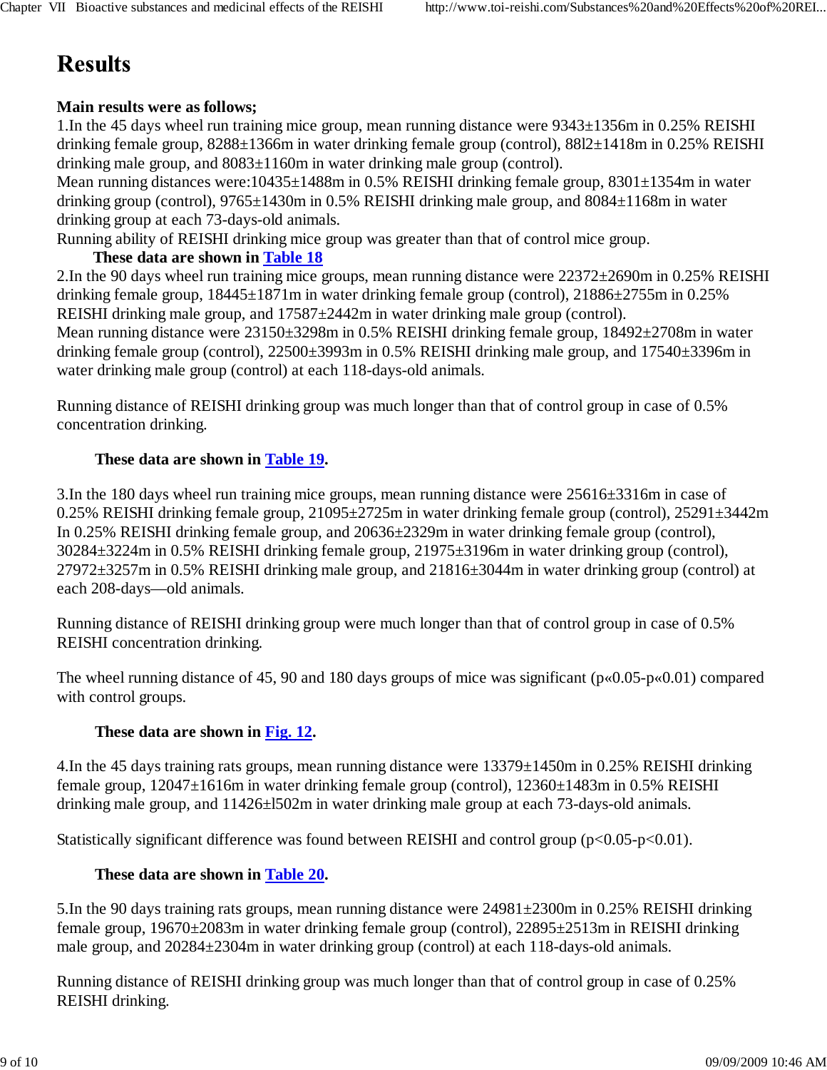# Results

**Main results were as follows;**

1.In the 45 days wheel run training mice group, mean running distance were 9343±1356m in 0.25% REISHI drinking female group, 8288±1366m in water drinking female group (control), 88l2±1418m in 0.25% REISHI drinking male group, and 8083±1160m in water drinking male group (control).

Mean running distances were:10435±1488m in 0.5% REISHI drinking female group, 8301±1354m in water drinking group (control), 9765±1430m in 0.5% REISHI drinking male group, and 8084±1168m in water drinking group at each 73-days-old animals.

Running ability of REISHI drinking mice group was greater than that of control mice group.

**These data are shown in Table 18**

2.In the 90 days wheel run training mice groups, mean running distance were 22372±2690m in 0.25% REISHI drinking female group, 18445±1871m in water drinking female group (control), 21886±2755m in 0.25% REISHI drinking male group, and 17587±2442m in water drinking male group (control).

Mean running distance were 23150±3298m in 0.5% REISHI drinking female group, 18492±2708m in water drinking female group (control), 22500±3993m in 0.5% REISHI drinking male group, and 17540±3396m in water drinking male group (control) at each 118-days-old animals.

Running distance of REISHI drinking group was much longer than that of control group in case of 0.5% concentration drinking.

**These data are shown in Table 19.**

3.In the 180 days wheel run training mice groups, mean running distance were 25616±3316m in case of 0.25% REISHI drinking female group, 21095±2725m in water drinking female group (control), 25291±3442m In 0.25% REISHI drinking female group, and 20636±2329m in water drinking female group (control), 30284±3224m in 0.5% REISHI drinking female group, 21975±3196m in water drinking group (control), 27972±3257m in 0.5% REISHI drinking male group, and 21816±3044m in water drinking group (control) at each 208-days—old animals.

Running distance of REISHI drinking group were much longer than that of control group in case of 0.5% REISHI concentration drinking.

The wheel running distance of 45, 90 and 180 days groups of mice was significant (p«0.05-p«0.01) compared with control groups.

**These data are shown in Fig. 12.**

4.In the 45 days training rats groups, mean running distance were 13379±1450m in 0.25% REISHI drinking female group, 12047±1616m in water drinking female group (control), 12360±1483m in 0.5% REISHI drinking male group, and 11426±l502m in water drinking male group at each 73-days-old animals.

Statistically significant difference was found between REISHI and control group ($p<0.05$-$p<0.01$).

**These data are shown in Table 20.**

5.In the 90 days training rats groups, mean running distance were 24981±2300m in 0.25% REISHI drinking female group, 19670±2083m in water drinking female group (control), 22895±2513m in REISHI drinking male group, and 20284±2304m in water drinking group (control) at each 118-days-old animals.

Running distance of REISHI drinking group was much longer than that of control group in case of 0.25% REISHI drinking.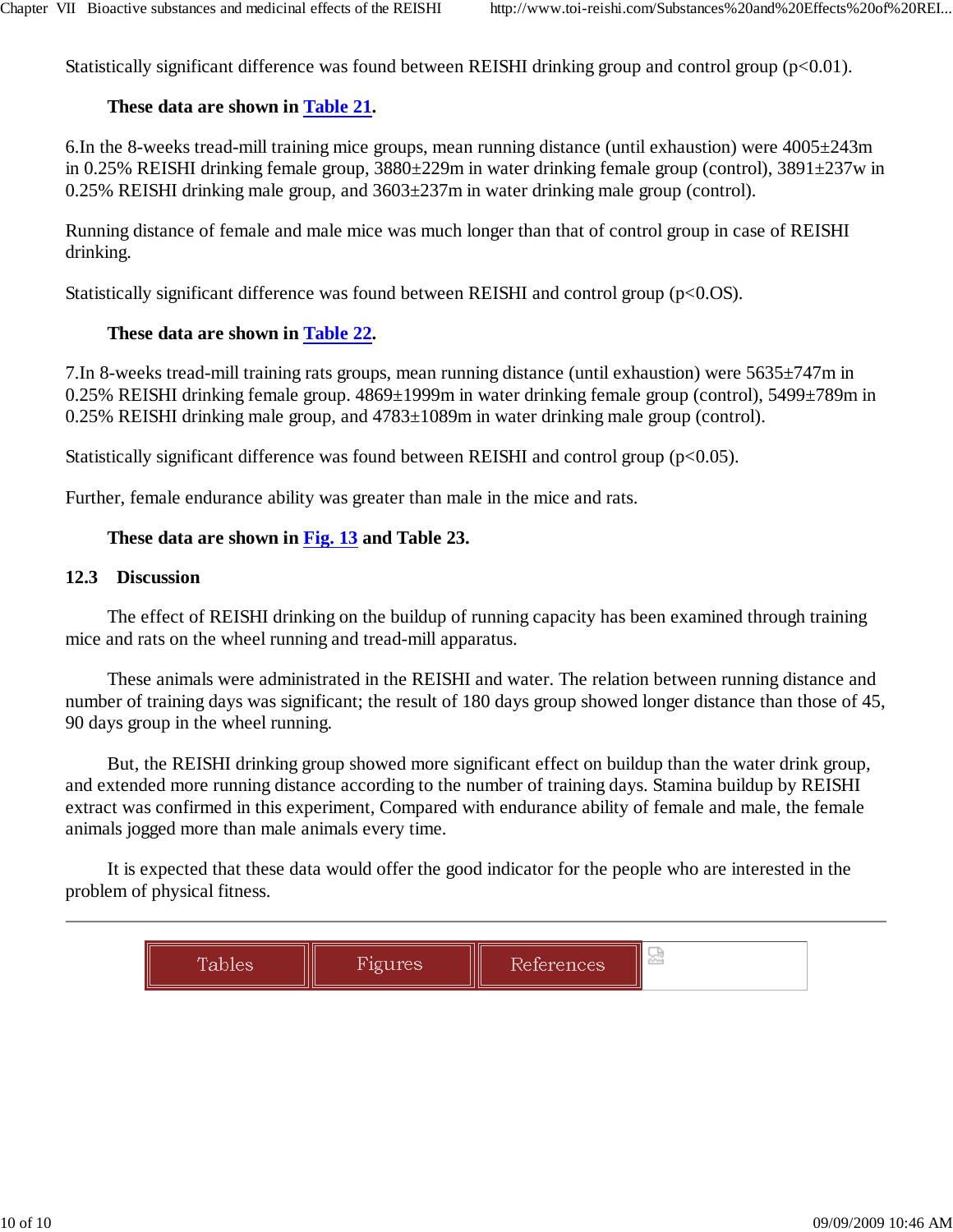Statistically significant difference was found between REISHI drinking group and control group ($p<0.01$).

**These data are shown in Table 21.**

6.In the 8-weeks tread-mill training mice groups, mean running distance (until exhaustion) were 4005±243m in 0.25% REISHI drinking female group, 3880±229m in water drinking female group (control), 3891±237w in 0.25% REISHI drinking male group, and 3603±237m in water drinking male group (control).

Running distance of female and male mice was much longer than that of control group in case of REISHI drinking.

Statistically significant difference was found between REISHI and control group (p<0.OS).

**These data are shown in Table 22.**

7.In 8-weeks tread-mill training rats groups, mean running distance (until exhaustion) were 5635±747m in 0.25% REISHI drinking female group. 4869±1999m in water drinking female group (control), 5499±789m in 0.25% REISHI drinking male group, and 4783±1089m in water drinking male group (control).

Statistically significant difference was found between REISHI and control group ($p<0.05$).

Further, female endurance ability was greater than male in the mice and rats.

**These data are shown in Fig. 13 and Table 23.**

## 12.3 Discussion

The effect of REISHI drinking on the buildup of running capacity has been examined through training mice and rats on the wheel running and tread-mill apparatus.

These animals were administrated in the REISHI and water. The relation between running distance and number of training days was significant; the result of 180 days group showed longer distance than those of 45, 90 days group in the wheel running.

But, the REISHI drinking group showed more significant effect on buildup than the water drink group, and extended more running distance according to the number of training days. Stamina buildup by REISHI extract was confirmed in this experiment, Compared with endurance ability of female and male, the female animals jogged more than male animals every time.

It is expected that these data would offer the good indicator for the people who are interested in the problem of physical fitness.

Tables | Figures | References